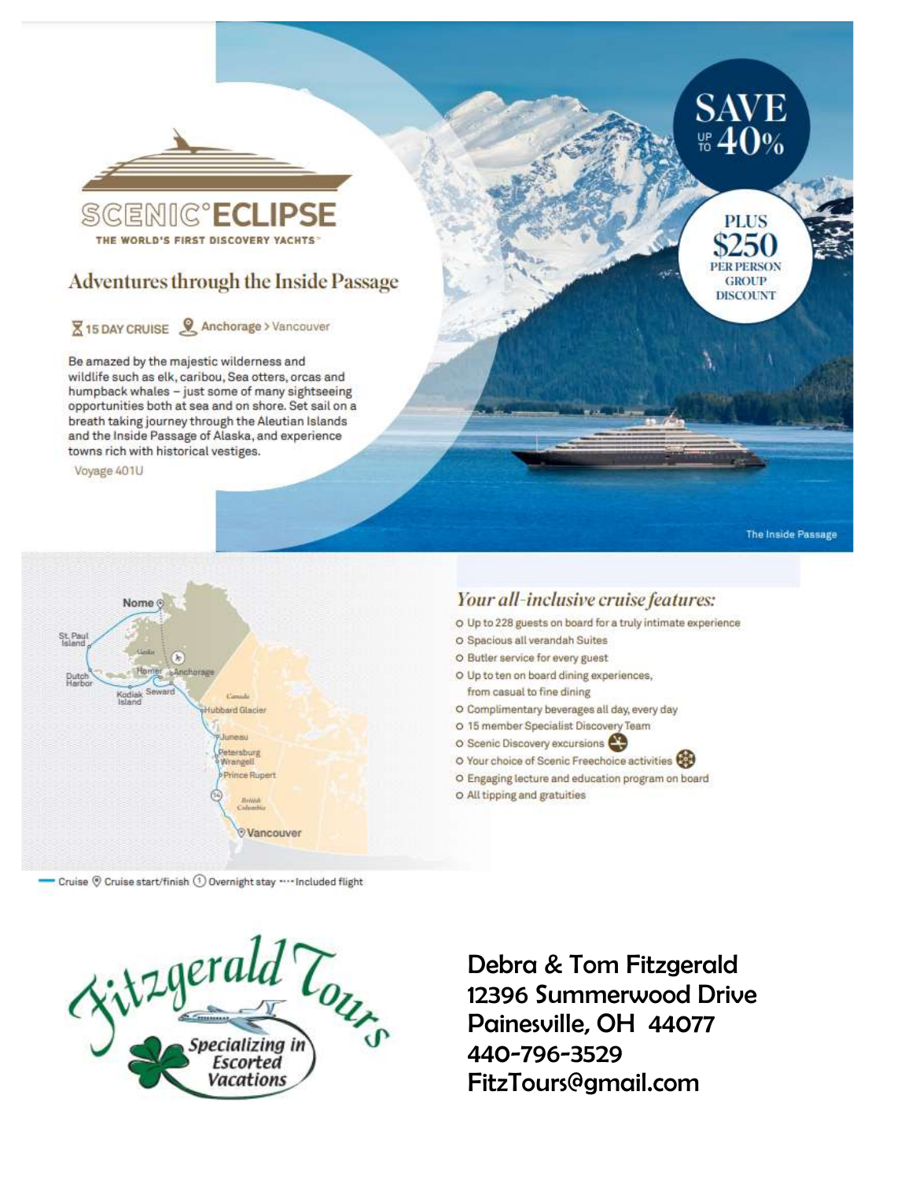# SCENIC ECLIPSE

THE WORLD'S FIRST DISCOVERY YACHTS™

## Adventures through the Inside Passage

15 DAY CRUISE | Anchorage > Vancouver

Be amazed by the majestic wilderness and wildlife such as elk, caribou, Sea otters, orcas and humpback whales – just some of many sightseeing opportunities both at sea and on shore. Set sail on a breath taking journey through the Aleutian Islands and the Inside Passage of Alaska, and experience towns rich with historical vestiges.

Voyage 401U

**SAVE UP TO 40%**

**PLUS $250 PER PERSON GROUP DISCOUNT**

The Inside Passage

Nome, St. Paul Island, Dutch Harbor, Kodiak Island, Homer, Anchorage, Seward, Alaska, Canada, Hubbard Glacier, Juneau, Petersburg, Wrangell, Prince Rupert, British Columbia, Vancouver

— Cruise ⊙ Cruise start/finish ① Overnight stay ···· Included flight

### *Your all-inclusive cruise features:*

- Up to 228 guests on board for a truly intimate experience
- Spacious all verandah Suites
- Butler service for every guest
- Up to ten on board dining experiences, from casual to fine dining
- Complimentary beverages all day, every day
- 15 member Specialist Discovery Team
- Scenic Discovery excursions
- Your choice of Scenic Freechoice activities
- Engaging lecture and education program on board
- All tipping and gratuities

**Fitzgerald Tours** – *Specializing in Escorted Vacations*

Debra & Tom Fitzgerald
12396 Summerwood Drive
Painesville, OH 44077
440-796-3529
FitzTours@gmail.com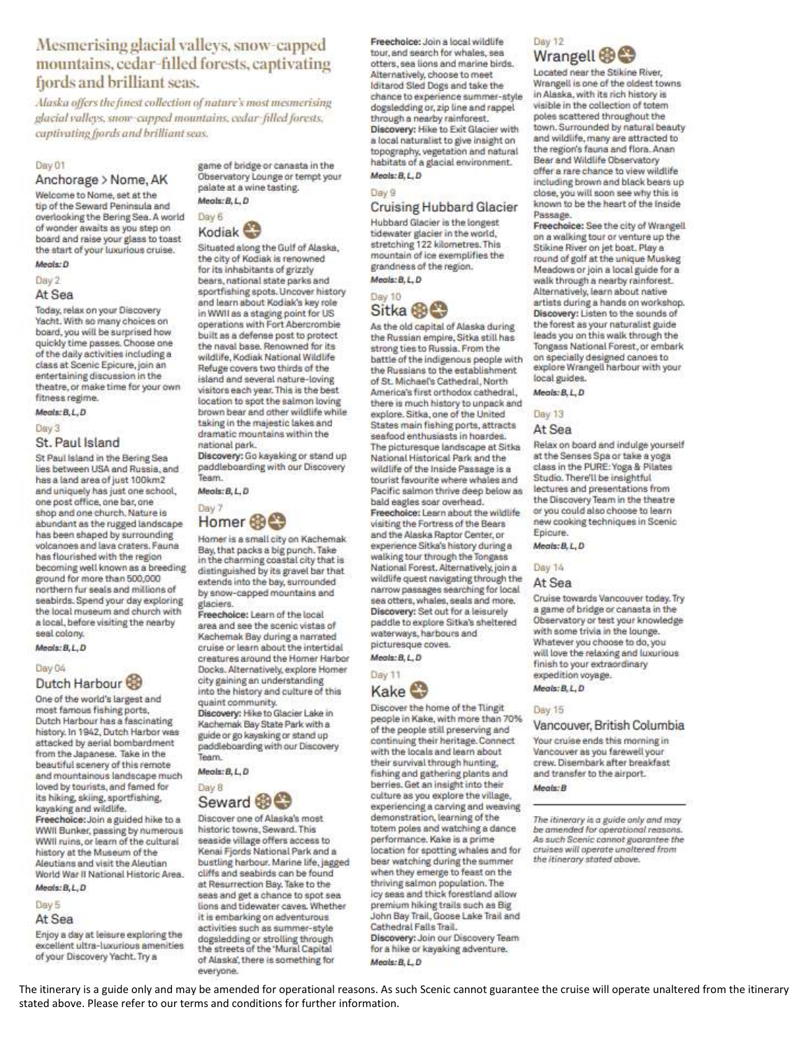# Mesmerising glacial valleys, snow-capped mountains, cedar-filled forests, captivating fjords and brilliant seas.

*Alaska offers the finest collection of nature's most mesmerising glacial valleys, snow-capped mountains, cedar-filled forests, captivating fjords and brilliant seas.*

Day 01

## Anchorage > Nome, AK

Welcome to Nome, set at the tip of the Seward Peninsula and overlooking the Bering Sea. A world of wonder awaits as you step on board and raise your glass to toast the start of your luxurious cruise.

**Meals: D**

Day 2

## At Sea

Today, relax on your Discovery Yacht. With so many choices on board, you will be surprised how quickly time passes. Choose one of the daily activities including a class at Scenic Epicure, join an entertaining discussion in the theatre, or make time for your own fitness regime.

**Meals: B, L, D**

Day 3

## St. Paul Island

St Paul Island in the Bering Sea lies between USA and Russia, and has a land area of just 100km2 and uniquely has just one school, one post office, one bar, one shop and one church. Nature is abundant as the rugged landscape has been shaped by surrounding volcanoes and lava craters. Fauna has flourished with the region becoming well known as a breeding ground for more than 500,000 northern fur seals and millions of seabirds. Spend your day exploring the local museum and church with a local, before visiting the nearby seal colony.

**Meals: B, L, D**

Day 04

## Dutch Harbour

One of the world's largest and most famous fishing ports, Dutch Harbour has a fascinating history. In 1942, Dutch Harbor was attacked by aerial bombardment from the Japanese. Take in the beautiful scenery of this remote and mountainous landscape much loved by tourists, and famed for its hiking, skiing, sportfishing, kayaking and wildlife.

**Freechoice:** Join a guided hike to a WWII Bunker, passing by numerous WWII ruins, or learn of the cultural history at the Museum of the Aleutians and visit the Aleutian World War II National Historic Area.

**Meals: B, L, D**

Day 5

## At Sea

Enjoy a day at leisure exploring the excellent ultra-luxurious amenities of your Discovery Yacht. Try a game of bridge or canasta in the Observatory Lounge or tempt your palate at a wine tasting.

**Meals: B, L, D**

Day 6

## Kodiak

Situated along the Gulf of Alaska, the city of Kodiak is renowned for its inhabitants of grizzly bears, national state parks and sportfishing spots. Uncover history and learn about Kodiak's key role in WWII as a staging point for US operations with Fort Abercrombie built as a defense post to protect the naval base. Renowned for its wildlife, Kodiak National Wildlife Refuge covers two thirds of the island and several nature-loving visitors each year. This is the best location to spot the salmon loving brown bear and other wildlife while taking in the majestic lakes and dramatic mountains within the national park.

**Discovery:** Go kayaking or stand up paddleboarding with our Discovery Team.

**Meals: B, L, D**

Day 7

## Homer

Homer is a small city on Kachemak Bay, that packs a big punch. Take in the charming coastal city that is distinguished by its gravel bar that extends into the bay, surrounded by snow-capped mountains and glaciers.

**Freechoice:** Learn of the local area and see the scenic vistas of Kachemak Bay during a narrated cruise or learn about the intertidal creatures around the Homer Harbor Docks. Alternatively, explore Homer city gaining an understanding into the history and culture of this quaint community.

**Discovery:** Hike to Glacier Lake in Kachemak Bay State Park with a guide or go kayaking or stand up paddleboarding with our Discovery Team.

**Meals: B, L, D**

Day 8

## Seward

Discover one of Alaska's most historic towns, Seward. This seaside village offers access to Kenai Fjords National Park and a bustling harbour. Marine life, jagged cliffs and seabirds can be found at Resurrection Bay. Take to the seas and get a chance to spot sea lions and tidewater caves. Whether it is embarking on adventurous activities such as summer-style dogsledding or strolling through the streets of the 'Mural Capital of Alaska', there is something for everyone.

**Freechoice:** Join a local wildlife tour, and search for whales, sea otters, sea lions and marine birds. Alternatively, choose to meet Iditarod Sled Dogs and take the chance to experience summer-style dogsledding or, zip line and rappel through a nearby rainforest.

**Discovery:** Hike to Exit Glacier with a local naturalist to give insight on topography, vegetation and natural habitats of a glacial environment.

**Meals: B, L, D**

Day 9

## Cruising Hubbard Glacier

Hubbard Glacier is the longest tidewater glacier in the world, stretching 122 kilometres. This mountain of ice exemplifies the grandness of the region.

**Meals: B, L, D**

Day 10

## Sitka

As the old capital of Alaska during the Russian empire, Sitka still has strong ties to Russia. From the battle of the indigenous people with the Russians to the establishment of St. Michael's Cathedral, North America's first orthodox cathedral, there is much history to unpack and explore. Sitka, one of the United States main fishing ports, attracts seafood enthusiasts in hoardes. The picturesque landscape at Sitka National Historical Park and the wildlife of the Inside Passage is a tourist favourite where whales and Pacific salmon thrive deep below as bald eagles soar overhead.

**Freechoice:** Learn about the wildlife visiting the Fortress of the Bears and the Alaska Raptor Center, or experience Sitka's history during a walking tour through the Tongass National Forest. Alternatively, join a wildlife quest navigating through the narrow passages searching for local sea otters, whales, seals and more.

**Discovery:** Set out for a leisurely paddle to explore Sitka's sheltered waterways, harbours and picturesque coves.

**Meals: B, L, D**

Day 11

## Kake

Discover the home of the Tlingit people in Kake, with more than 70% of the people still preserving and continuing their heritage. Connect with the locals and learn about their survival through hunting, fishing and gathering plants and berries. Get an insight into their culture as you explore the village, experiencing a carving and weaving demonstration, learning of the totem poles and watching a dance performance. Kake is a prime location for spotting whales and for bear watching during the summer when they emerge to feast on the thriving salmon population. The icy seas and thick forestland allow premium hiking trails such as Big John Bay Trail, Goose Lake Trail and Cathedral Falls Trail.

**Discovery:** Join our Discovery Team for a hike or kayaking adventure.

**Meals: B, L, D**

Day 12

## Wrangell

Located near the Stikine River, Wrangell is one of the oldest towns in Alaska, with its rich history is visible in the collection of totem poles scattered throughout the town. Surrounded by natural beauty and wildlife, many are attracted to the region's fauna and flora. Anan Bear and Wildlife Observatory offer a rare chance to view wildlife including brown and black bears up close, you will soon see why this is known to be the heart of the Inside Passage.

**Freechoice:** See the city of Wrangell on a walking tour or venture up the Stikine River on jet boat. Play a round of golf at the unique Muskeg Meadows or join a local guide for a walk through a nearby rainforest. Alternatively, learn about native artists during a hands on workshop.

**Discovery:** Listen to the sounds of the forest as your naturalist guide leads you on this walk through the Tongass National Forest, or embark on specially designed canoes to explore Wrangell harbour with your local guides.

**Meals: B, L, D**

Day 13

## At Sea

Relax on board and indulge yourself at the Senses Spa or take a yoga class in the PURE: Yoga & Pilates Studio. There'll be insightful lectures and presentations from the Discovery Team in the theatre or you could also choose to learn new cooking techniques in Scenic Epicure.

**Meals: B, L, D**

Day 14

## At Sea

Cruise towards Vancouver today. Try a game of bridge or canasta in the Observatory or test your knowledge with some trivia in the lounge. Whatever you choose to do, you will love the relaxing and luxurious finish to your extraordinary expedition voyage.

**Meals: B, L, D**

Day 15

## Vancouver, British Columbia

Your cruise ends this morning in Vancouver as you farewell your crew. Disembark after breakfast and transfer to the airport.

**Meals: B**

---

*The itinerary is a guide only and may be amended for operational reasons. As such Scenic cannot guarantee the cruises will operate unaltered from the itinerary stated above.*

The itinerary is a guide only and may be amended for operational reasons. As such Scenic cannot guarantee the cruise will operate unaltered from the itinerary stated above. Please refer to our terms and conditions for further information.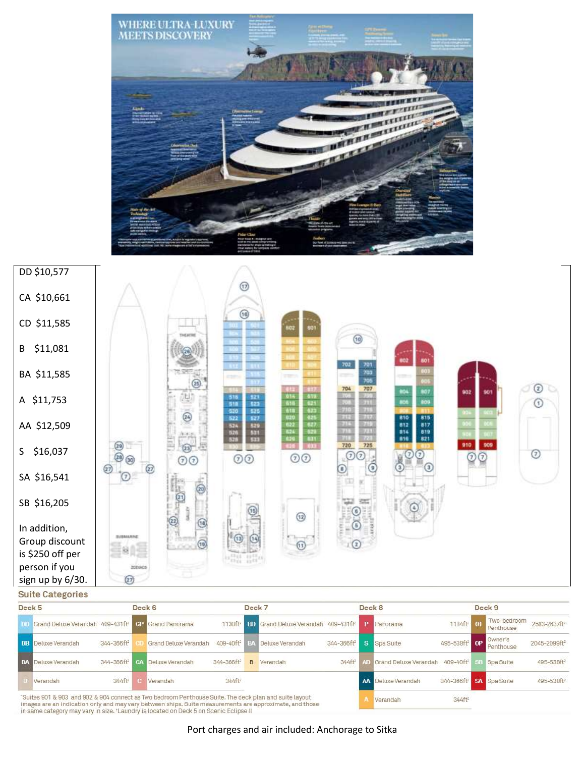DD $10,577

CA $10,661

CD $11,585

B $11,081

BA $11,585

A $11,753

AA $12,509

S $16,037

SA $16,541

SB $16,205

In addition, Group discount is $250 off per person if you sign up by 6/30.

## Suite Categories

| Deck 5 | | | Deck 6 | | | Deck 7 | | | Deck 8 | | | Deck 9 | | |
|---|---|---|---|---|---|---|---|---|---|---|---|---|---|---|
| DD | Grand Deluxe Verandah | 409-431ft² | GP | Grand Panorama | 1130ft² | BD | Grand Deluxe Verandah | 409-431ft² | P | Panorama | 1184ft² | OT | *Two-bedroom Penthouse | 2583-2637ft² |
| DB | Deluxe Verandah | 344-366ft² | CD | Grand Deluxe Verandah | 409-40ft² | BA | Deluxe Verandah | 344-366ft² | S | Spa Suite | 495-538ft² | OP | Owner's Penthouse | 2045-2099ft² |
| DA | Deluxe Verandah | 344-366ft² | CA | Deluxe Verandah | 344-366ft² | B | Verandah | 344ft² | AD | Grand Deluxe Verandah | 409-40ft² | SB | Spa Suite | 495-538ft² |
| D | Verandah | 344ft² | C | Verandah | 344ft² | | | | AA | Deluxe Verandah | 344-366ft² | SA | Spa Suite | 495-538ft² |
| | | | | | | | | | A | Verandah | 344ft² | | | |

*Suites 901 & 903 and 902 & 904 connect as Two bedroom Penthouse Suite. The deck plan and suite layout images are an indication only and may vary between ships. Suite measurements are approximate, and those in same category may vary in size. †Laundry is located on Deck 5 on Scenic Eclipse II

Port charges and air included: Anchorage to Sitka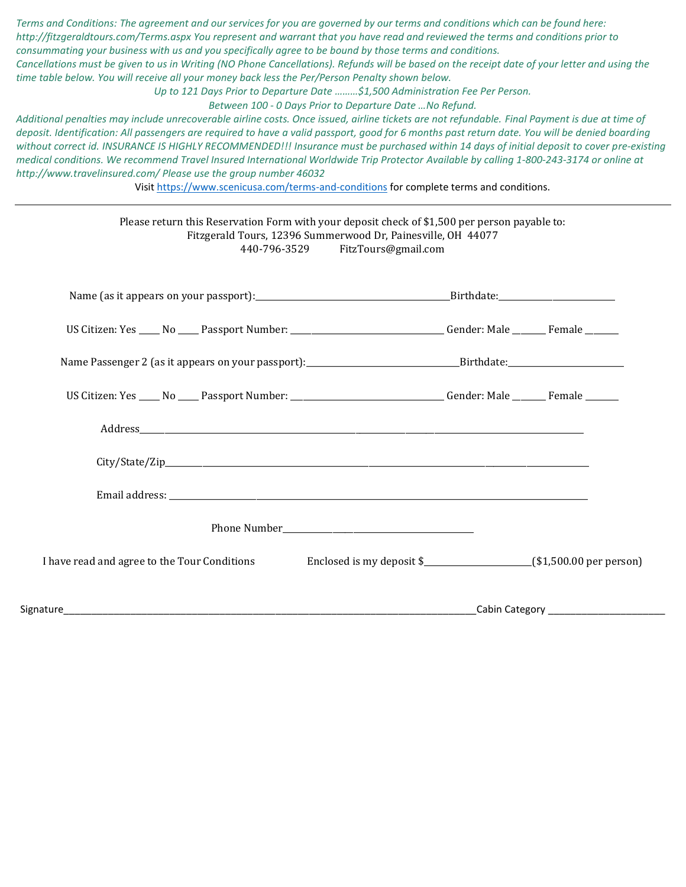*Terms and Conditions: The agreement and our services for you are governed by our terms and conditions which can be found here: http://fitzgeraldtours.com/Terms.aspx You represent and warrant that you have read and reviewed the terms and conditions prior to consummating your business with us and you specifically agree to be bound by those terms and conditions.*
*Cancellations must be given to us in Writing (NO Phone Cancellations). Refunds will be based on the receipt date of your letter and using the time table below. You will receive all your money back less the Per/Person Penalty shown below.*

*Up to 121 Days Prior to Departure Date .........$1,500 Administration Fee Per Person.*

*Between 100 - 0 Days Prior to Departure Date ...No Refund.*

*Additional penalties may include unrecoverable airline costs. Once issued, airline tickets are not refundable. Final Payment is due at time of deposit. Identification: All passengers are required to have a valid passport, good for 6 months past return date. You will be denied boarding without correct id. INSURANCE IS HIGHLY RECOMMENDED!!! Insurance must be purchased within 14 days of initial deposit to cover pre-existing medical conditions. We recommend Travel Insured International Worldwide Trip Protector Available by calling 1-800-243-3174 or online at http://www.travelinsured.com/ Please use the group number 46032*

Visit [https://www.scenicusa.com/terms-and-conditions](https://www.scenicusa.com/terms-and-conditions) for complete terms and conditions.

---

Please return this Reservation Form with your deposit check of $1,500 per person payable to:
Fitzgerald Tours, 12396 Summerwood Dr, Painesville, OH 44077
440-796-3529 FitzTours@gmail.com

Name (as it appears on your passport):____________________________________Birthdate:____________________

US Citizen: Yes _____ No _____ Passport Number: ______________________________ Gender: Male _______ Female _______

Name Passenger 2 (as it appears on your passport):______________________________Birthdate:____________________

US Citizen: Yes _____ No _____ Passport Number: ______________________________ Gender: Male _______ Female _______

Address______________________________________________________________________________

City/State/Zip_________________________________________________________________________

Email address: ________________________________________________________________________

Phone Number______________________________________

I have read and agree to the Tour Conditions Enclosed is my deposit $____________________($1,500.00 per person)

Signature______________________________________________________________________Cabin Category ____________________